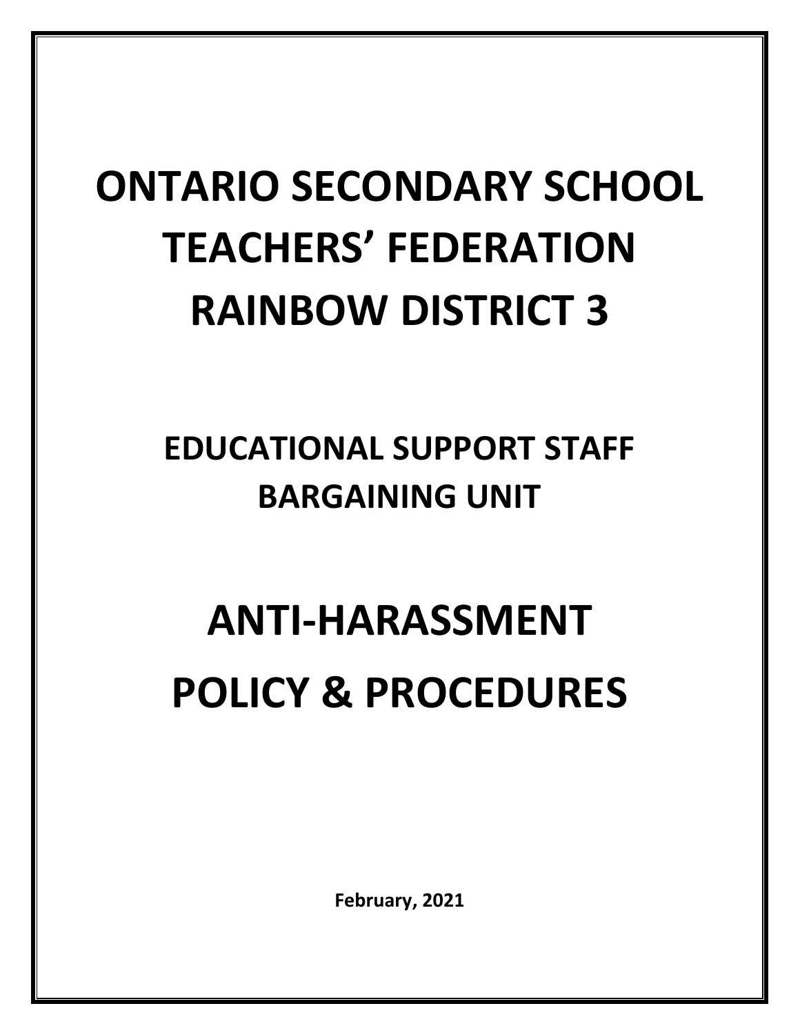# ONTARIO SECONDARY SCHOOL TEACHERS' FEDERATION RAINBOW DISTRICT 3

## EDUCATIONAL SUPPORT STAFF BARGAINING UNIT

# ANTI-HARASSMENT POLICY & PROCEDURES

**February, 2021**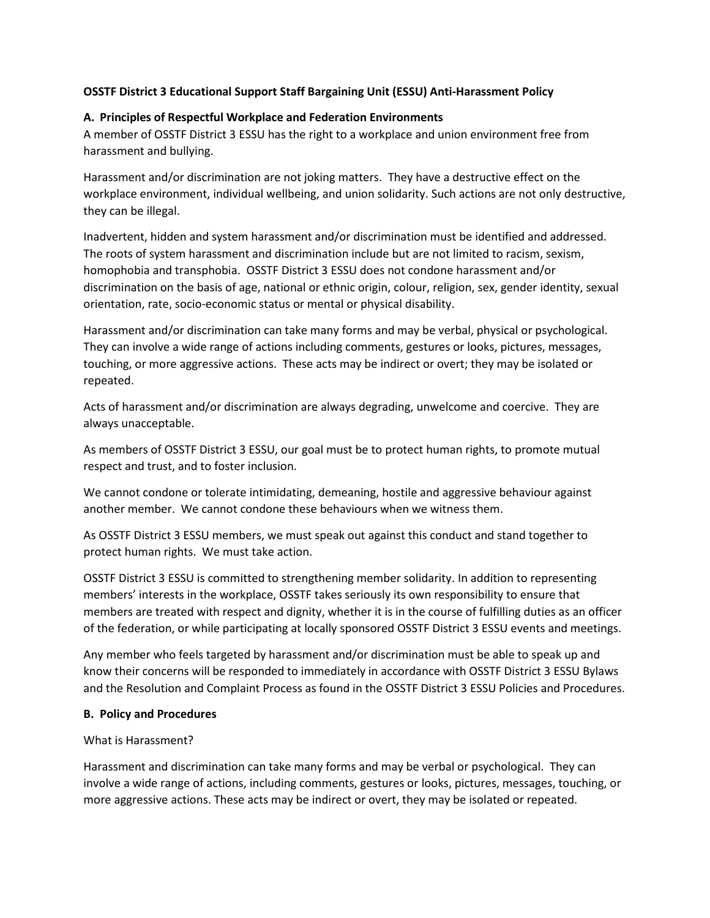**OSSTF District 3 Educational Support Staff Bargaining Unit (ESSU) Anti-Harassment Policy**

**A. Principles of Respectful Workplace and Federation Environments**

A member of OSSTF District 3 ESSU has the right to a workplace and union environment free from harassment and bullying.

Harassment and/or discrimination are not joking matters. They have a destructive effect on the workplace environment, individual wellbeing, and union solidarity. Such actions are not only destructive, they can be illegal.

Inadvertent, hidden and system harassment and/or discrimination must be identified and addressed. The roots of system harassment and discrimination include but are not limited to racism, sexism, homophobia and transphobia. OSSTF District 3 ESSU does not condone harassment and/or discrimination on the basis of age, national or ethnic origin, colour, religion, sex, gender identity, sexual orientation, rate, socio-economic status or mental or physical disability.

Harassment and/or discrimination can take many forms and may be verbal, physical or psychological. They can involve a wide range of actions including comments, gestures or looks, pictures, messages, touching, or more aggressive actions. These acts may be indirect or overt; they may be isolated or repeated.

Acts of harassment and/or discrimination are always degrading, unwelcome and coercive. They are always unacceptable.

As members of OSSTF District 3 ESSU, our goal must be to protect human rights, to promote mutual respect and trust, and to foster inclusion.

We cannot condone or tolerate intimidating, demeaning, hostile and aggressive behaviour against another member. We cannot condone these behaviours when we witness them.

As OSSTF District 3 ESSU members, we must speak out against this conduct and stand together to protect human rights. We must take action.

OSSTF District 3 ESSU is committed to strengthening member solidarity. In addition to representing members' interests in the workplace, OSSTF takes seriously its own responsibility to ensure that members are treated with respect and dignity, whether it is in the course of fulfilling duties as an officer of the federation, or while participating at locally sponsored OSSTF District 3 ESSU events and meetings.

Any member who feels targeted by harassment and/or discrimination must be able to speak up and know their concerns will be responded to immediately in accordance with OSSTF District 3 ESSU Bylaws and the Resolution and Complaint Process as found in the OSSTF District 3 ESSU Policies and Procedures.

**B. Policy and Procedures**

What is Harassment?

Harassment and discrimination can take many forms and may be verbal or psychological. They can involve a wide range of actions, including comments, gestures or looks, pictures, messages, touching, or more aggressive actions. These acts may be indirect or overt, they may be isolated or repeated.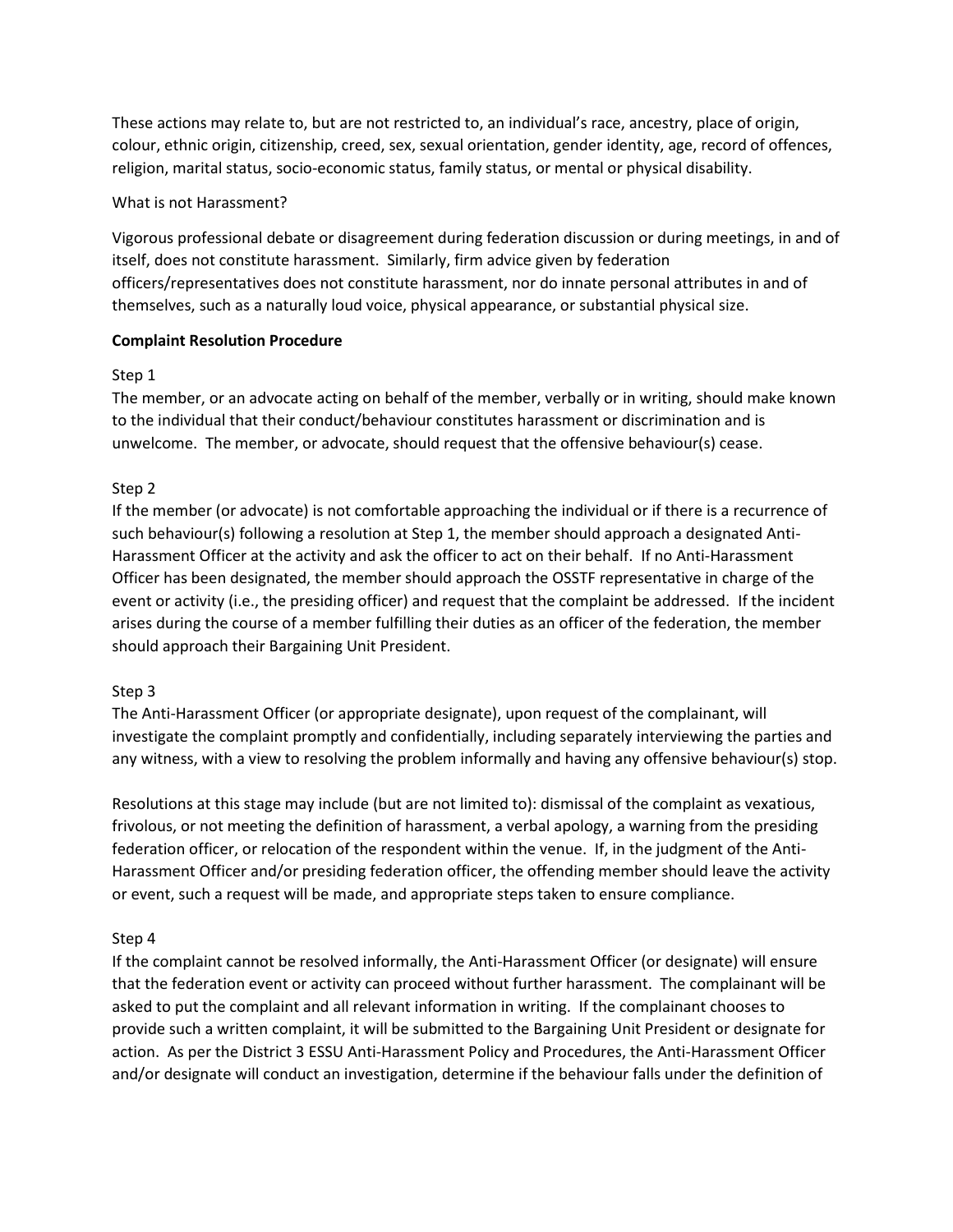These actions may relate to, but are not restricted to, an individual's race, ancestry, place of origin, colour, ethnic origin, citizenship, creed, sex, sexual orientation, gender identity, age, record of offences, religion, marital status, socio-economic status, family status, or mental or physical disability.

What is not Harassment?

Vigorous professional debate or disagreement during federation discussion or during meetings, in and of itself, does not constitute harassment. Similarly, firm advice given by federation officers/representatives does not constitute harassment, nor do innate personal attributes in and of themselves, such as a naturally loud voice, physical appearance, or substantial physical size.

**Complaint Resolution Procedure**

Step 1
The member, or an advocate acting on behalf of the member, verbally or in writing, should make known to the individual that their conduct/behaviour constitutes harassment or discrimination and is unwelcome. The member, or advocate, should request that the offensive behaviour(s) cease.

Step 2
If the member (or advocate) is not comfortable approaching the individual or if there is a recurrence of such behaviour(s) following a resolution at Step 1, the member should approach a designated Anti-Harassment Officer at the activity and ask the officer to act on their behalf. If no Anti-Harassment Officer has been designated, the member should approach the OSSTF representative in charge of the event or activity (i.e., the presiding officer) and request that the complaint be addressed. If the incident arises during the course of a member fulfilling their duties as an officer of the federation, the member should approach their Bargaining Unit President.

Step 3
The Anti-Harassment Officer (or appropriate designate), upon request of the complainant, will investigate the complaint promptly and confidentially, including separately interviewing the parties and any witness, with a view to resolving the problem informally and having any offensive behaviour(s) stop.

Resolutions at this stage may include (but are not limited to): dismissal of the complaint as vexatious, frivolous, or not meeting the definition of harassment, a verbal apology, a warning from the presiding federation officer, or relocation of the respondent within the venue. If, in the judgment of the Anti-Harassment Officer and/or presiding federation officer, the offending member should leave the activity or event, such a request will be made, and appropriate steps taken to ensure compliance.

Step 4
If the complaint cannot be resolved informally, the Anti-Harassment Officer (or designate) will ensure that the federation event or activity can proceed without further harassment. The complainant will be asked to put the complaint and all relevant information in writing. If the complainant chooses to provide such a written complaint, it will be submitted to the Bargaining Unit President or designate for action. As per the District 3 ESSU Anti-Harassment Policy and Procedures, the Anti-Harassment Officer and/or designate will conduct an investigation, determine if the behaviour falls under the definition of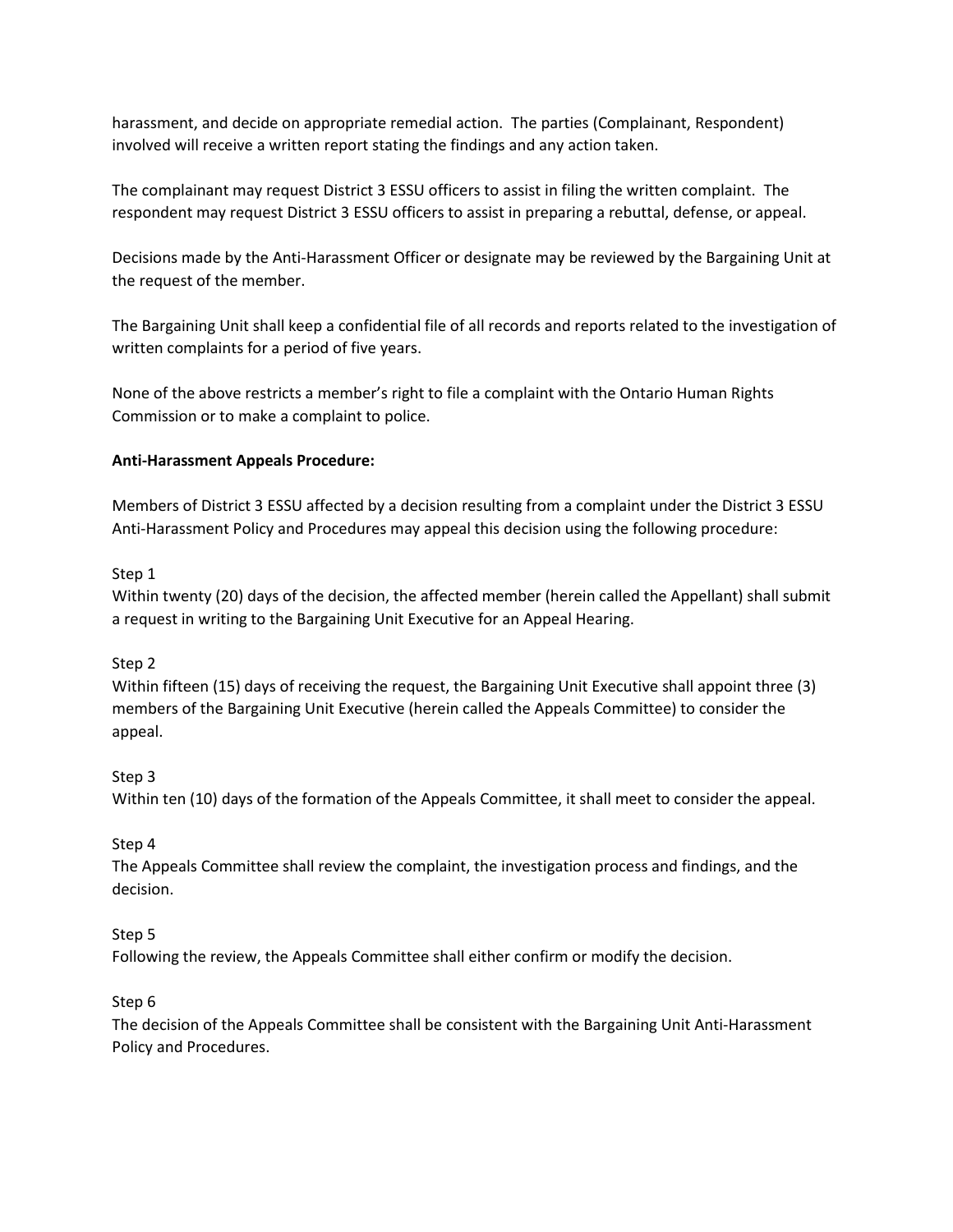harassment, and decide on appropriate remedial action. The parties (Complainant, Respondent) involved will receive a written report stating the findings and any action taken.

The complainant may request District 3 ESSU officers to assist in filing the written complaint. The respondent may request District 3 ESSU officers to assist in preparing a rebuttal, defense, or appeal.

Decisions made by the Anti-Harassment Officer or designate may be reviewed by the Bargaining Unit at the request of the member.

The Bargaining Unit shall keep a confidential file of all records and reports related to the investigation of written complaints for a period of five years.

None of the above restricts a member's right to file a complaint with the Ontario Human Rights Commission or to make a complaint to police.

**Anti-Harassment Appeals Procedure:**

Members of District 3 ESSU affected by a decision resulting from a complaint under the District 3 ESSU Anti-Harassment Policy and Procedures may appeal this decision using the following procedure:

Step 1
Within twenty (20) days of the decision, the affected member (herein called the Appellant) shall submit a request in writing to the Bargaining Unit Executive for an Appeal Hearing.

Step 2
Within fifteen (15) days of receiving the request, the Bargaining Unit Executive shall appoint three (3) members of the Bargaining Unit Executive (herein called the Appeals Committee) to consider the appeal.

Step 3
Within ten (10) days of the formation of the Appeals Committee, it shall meet to consider the appeal.

Step 4
The Appeals Committee shall review the complaint, the investigation process and findings, and the decision.

Step 5
Following the review, the Appeals Committee shall either confirm or modify the decision.

Step 6
The decision of the Appeals Committee shall be consistent with the Bargaining Unit Anti-Harassment Policy and Procedures.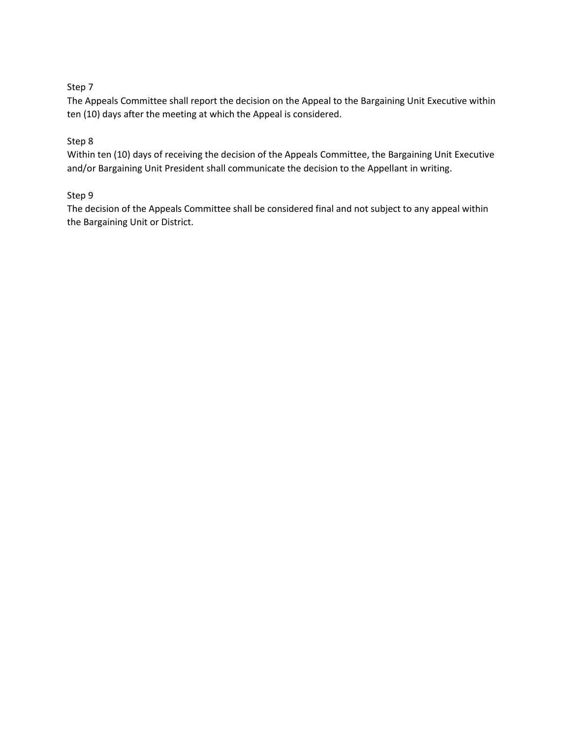Step 7

The Appeals Committee shall report the decision on the Appeal to the Bargaining Unit Executive within ten (10) days after the meeting at which the Appeal is considered.

Step 8

Within ten (10) days of receiving the decision of the Appeals Committee, the Bargaining Unit Executive and/or Bargaining Unit President shall communicate the decision to the Appellant in writing.

Step 9

The decision of the Appeals Committee shall be considered final and not subject to any appeal within the Bargaining Unit or District.